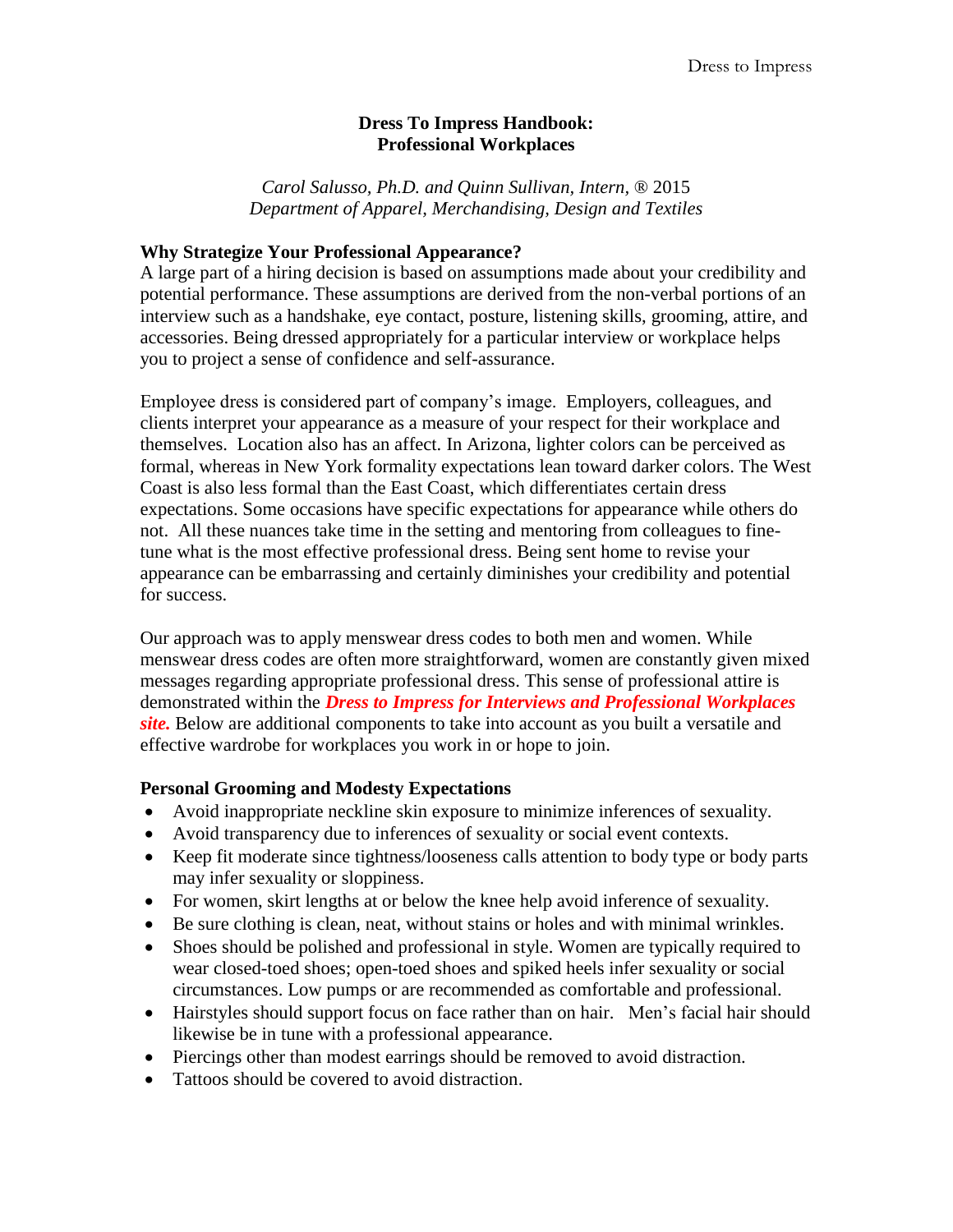**Dress To Impress Handbook:**
**Professional Workplaces**

*Carol Salusso, Ph.D. and Quinn Sullivan, Intern,* ® 2015
*Department of Apparel, Merchandising, Design and Textiles*

**Why Strategize Your Professional Appearance?**

A large part of a hiring decision is based on assumptions made about your credibility and potential performance. These assumptions are derived from the non-verbal portions of an interview such as a handshake, eye contact, posture, listening skills, grooming, attire, and accessories. Being dressed appropriately for a particular interview or workplace helps you to project a sense of confidence and self-assurance.

Employee dress is considered part of company's image. Employers, colleagues, and clients interpret your appearance as a measure of your respect for their workplace and themselves. Location also has an affect. In Arizona, lighter colors can be perceived as formal, whereas in New York formality expectations lean toward darker colors. The West Coast is also less formal than the East Coast, which differentiates certain dress expectations. Some occasions have specific expectations for appearance while others do not. All these nuances take time in the setting and mentoring from colleagues to fine-tune what is the most effective professional dress. Being sent home to revise your appearance can be embarrassing and certainly diminishes your credibility and potential for success.

Our approach was to apply menswear dress codes to both men and women. While menswear dress codes are often more straightforward, women are constantly given mixed messages regarding appropriate professional dress. This sense of professional attire is demonstrated within the ***Dress to Impress for Interviews and Professional Workplaces site.*** Below are additional components to take into account as you built a versatile and effective wardrobe for workplaces you work in or hope to join.

**Personal Grooming and Modesty Expectations**

- Avoid inappropriate neckline skin exposure to minimize inferences of sexuality.
- Avoid transparency due to inferences of sexuality or social event contexts.
- Keep fit moderate since tightness/looseness calls attention to body type or body parts may infer sexuality or sloppiness.
- For women, skirt lengths at or below the knee help avoid inference of sexuality.
- Be sure clothing is clean, neat, without stains or holes and with minimal wrinkles.
- Shoes should be polished and professional in style. Women are typically required to wear closed-toed shoes; open-toed shoes and spiked heels infer sexuality or social circumstances. Low pumps or are recommended as comfortable and professional.
- Hairstyles should support focus on face rather than on hair. Men's facial hair should likewise be in tune with a professional appearance.
- Piercings other than modest earrings should be removed to avoid distraction.
- Tattoos should be covered to avoid distraction.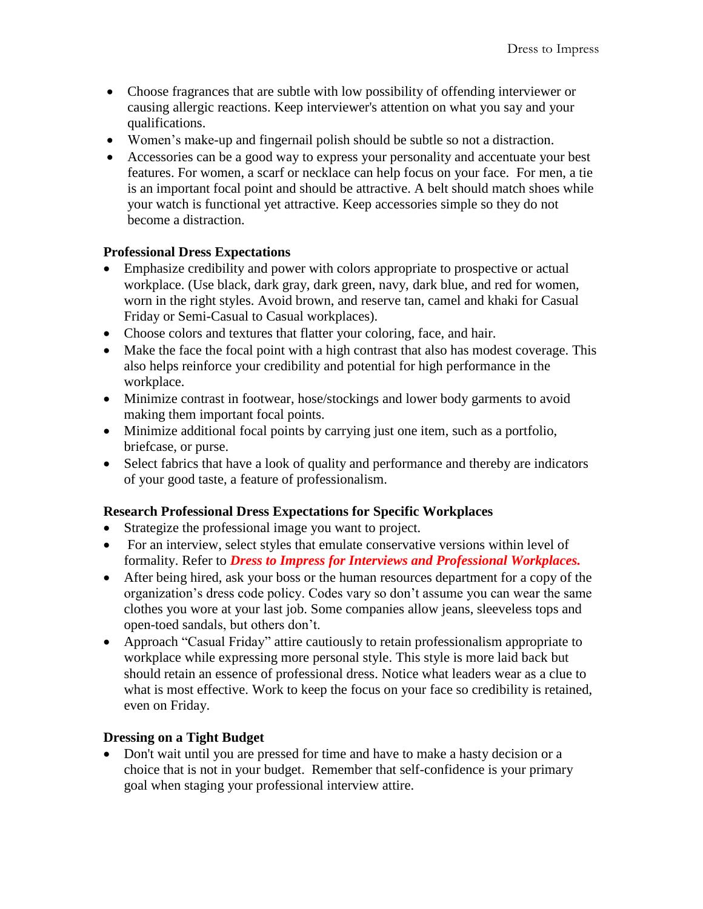- Choose fragrances that are subtle with low possibility of offending interviewer or causing allergic reactions. Keep interviewer's attention on what you say and your qualifications.
- Women's make-up and fingernail polish should be subtle so not a distraction.
- Accessories can be a good way to express your personality and accentuate your best features. For women, a scarf or necklace can help focus on your face. For men, a tie is an important focal point and should be attractive. A belt should match shoes while your watch is functional yet attractive. Keep accessories simple so they do not become a distraction.

**Professional Dress Expectations**

- Emphasize credibility and power with colors appropriate to prospective or actual workplace. (Use black, dark gray, dark green, navy, dark blue, and red for women, worn in the right styles. Avoid brown, and reserve tan, camel and khaki for Casual Friday or Semi-Casual to Casual workplaces).
- Choose colors and textures that flatter your coloring, face, and hair.
- Make the face the focal point with a high contrast that also has modest coverage. This also helps reinforce your credibility and potential for high performance in the workplace.
- Minimize contrast in footwear, hose/stockings and lower body garments to avoid making them important focal points.
- Minimize additional focal points by carrying just one item, such as a portfolio, briefcase, or purse.
- Select fabrics that have a look of quality and performance and thereby are indicators of your good taste, a feature of professionalism.

**Research Professional Dress Expectations for Specific Workplaces**

- Strategize the professional image you want to project.
- For an interview, select styles that emulate conservative versions within level of formality. Refer to ***Dress to Impress for Interviews and Professional Workplaces.***
- After being hired, ask your boss or the human resources department for a copy of the organization's dress code policy. Codes vary so don't assume you can wear the same clothes you wore at your last job. Some companies allow jeans, sleeveless tops and open-toed sandals, but others don't.
- Approach "Casual Friday" attire cautiously to retain professionalism appropriate to workplace while expressing more personal style. This style is more laid back but should retain an essence of professional dress. Notice what leaders wear as a clue to what is most effective. Work to keep the focus on your face so credibility is retained, even on Friday.

**Dressing on a Tight Budget**

- Don't wait until you are pressed for time and have to make a hasty decision or a choice that is not in your budget. Remember that self-confidence is your primary goal when staging your professional interview attire.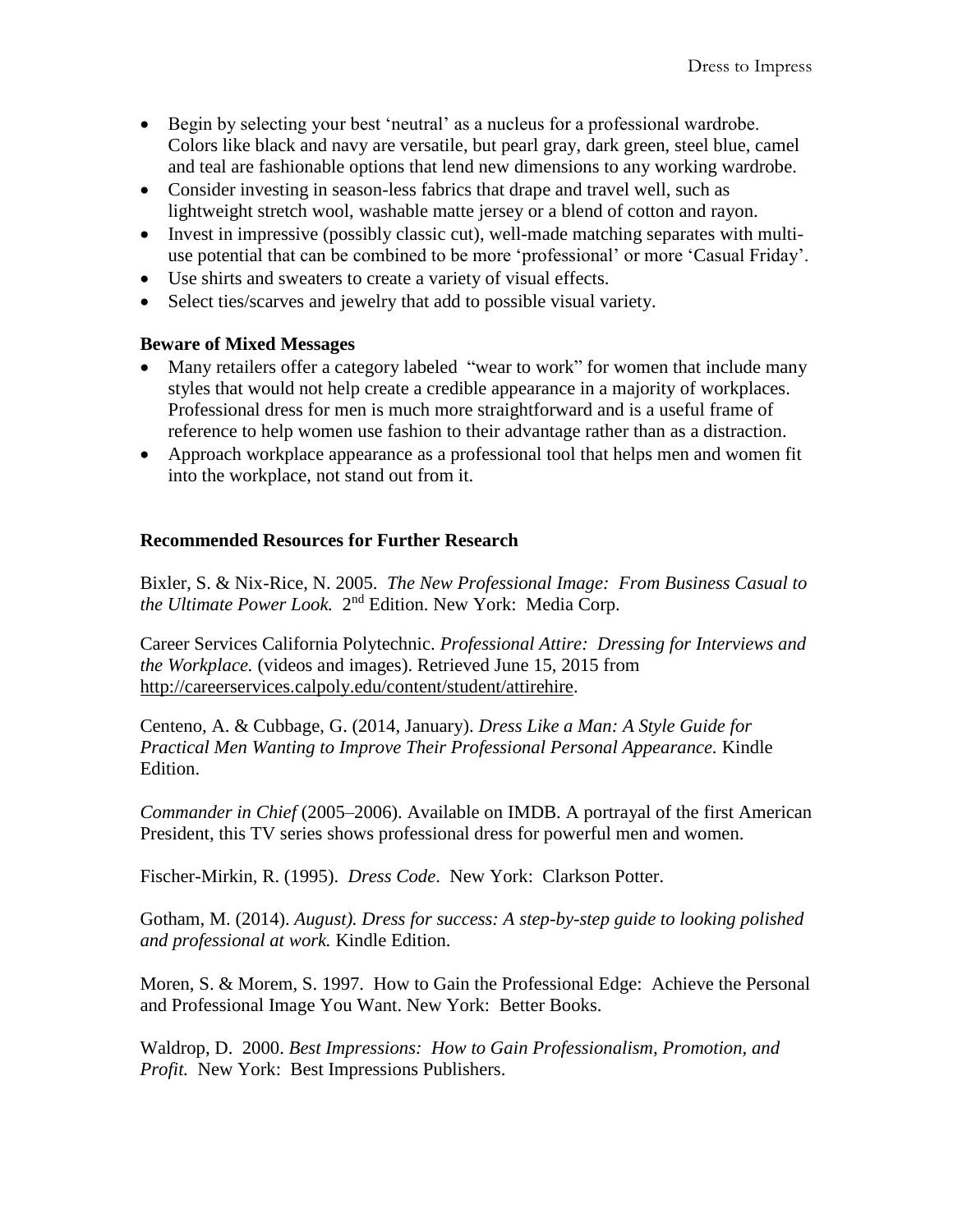- Begin by selecting your best 'neutral' as a nucleus for a professional wardrobe. Colors like black and navy are versatile, but pearl gray, dark green, steel blue, camel and teal are fashionable options that lend new dimensions to any working wardrobe.
- Consider investing in season-less fabrics that drape and travel well, such as lightweight stretch wool, washable matte jersey or a blend of cotton and rayon.
- Invest in impressive (possibly classic cut), well-made matching separates with multi-use potential that can be combined to be more 'professional' or more 'Casual Friday'.
- Use shirts and sweaters to create a variety of visual effects.
- Select ties/scarves and jewelry that add to possible visual variety.

**Beware of Mixed Messages**

- Many retailers offer a category labeled "wear to work" for women that include many styles that would not help create a credible appearance in a majority of workplaces. Professional dress for men is much more straightforward and is a useful frame of reference to help women use fashion to their advantage rather than as a distraction.
- Approach workplace appearance as a professional tool that helps men and women fit into the workplace, not stand out from it.

**Recommended Resources for Further Research**

Bixler, S. & Nix-Rice, N. 2005. *The New Professional Image: From Business Casual to the Ultimate Power Look.* 2nd Edition. New York: Media Corp.

Career Services California Polytechnic. *Professional Attire: Dressing for Interviews and the Workplace.* (videos and images). Retrieved June 15, 2015 from http://careerservices.calpoly.edu/content/student/attirehire.

Centeno, A. & Cubbage, G. (2014, January). *Dress Like a Man: A Style Guide for Practical Men Wanting to Improve Their Professional Personal Appearance.* Kindle Edition.

*Commander in Chief* (2005–2006). Available on IMDB. A portrayal of the first American President, this TV series shows professional dress for powerful men and women.

Fischer-Mirkin, R. (1995). *Dress Code*. New York: Clarkson Potter.

Gotham, M. (2014). *August). Dress for success: A step-by-step guide to looking polished and professional at work.* Kindle Edition.

Moren, S. & Morem, S. 1997. How to Gain the Professional Edge: Achieve the Personal and Professional Image You Want. New York: Better Books.

Waldrop, D. 2000. *Best Impressions: How to Gain Professionalism, Promotion, and Profit.* New York: Best Impressions Publishers.